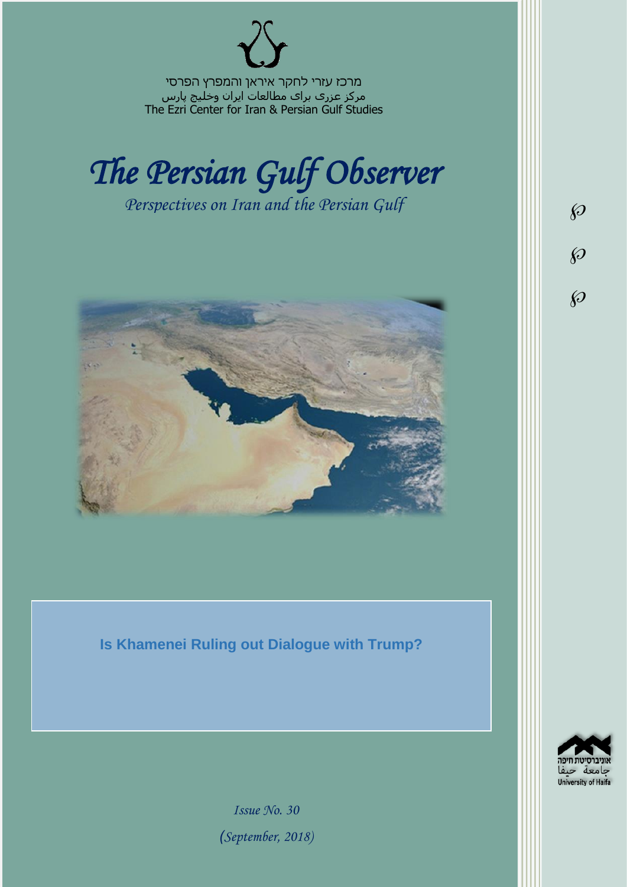מרכז עזרי לחקר איראן והמפרץ הפרסי
مرکز عزری برای مطالعات ایران وخلیج پارس
The Ezri Center for Iran & Persian Gulf Studies

# *The Persian Gulf Observer*

*Perspectives on Iran and the Persian Gulf*

## Is Khamenei Ruling out Dialogue with Trump?

*Issue No. 30*

*(September, 2018)*

אוניברסיטת חיפה
جامعة حيفا
University of Haifa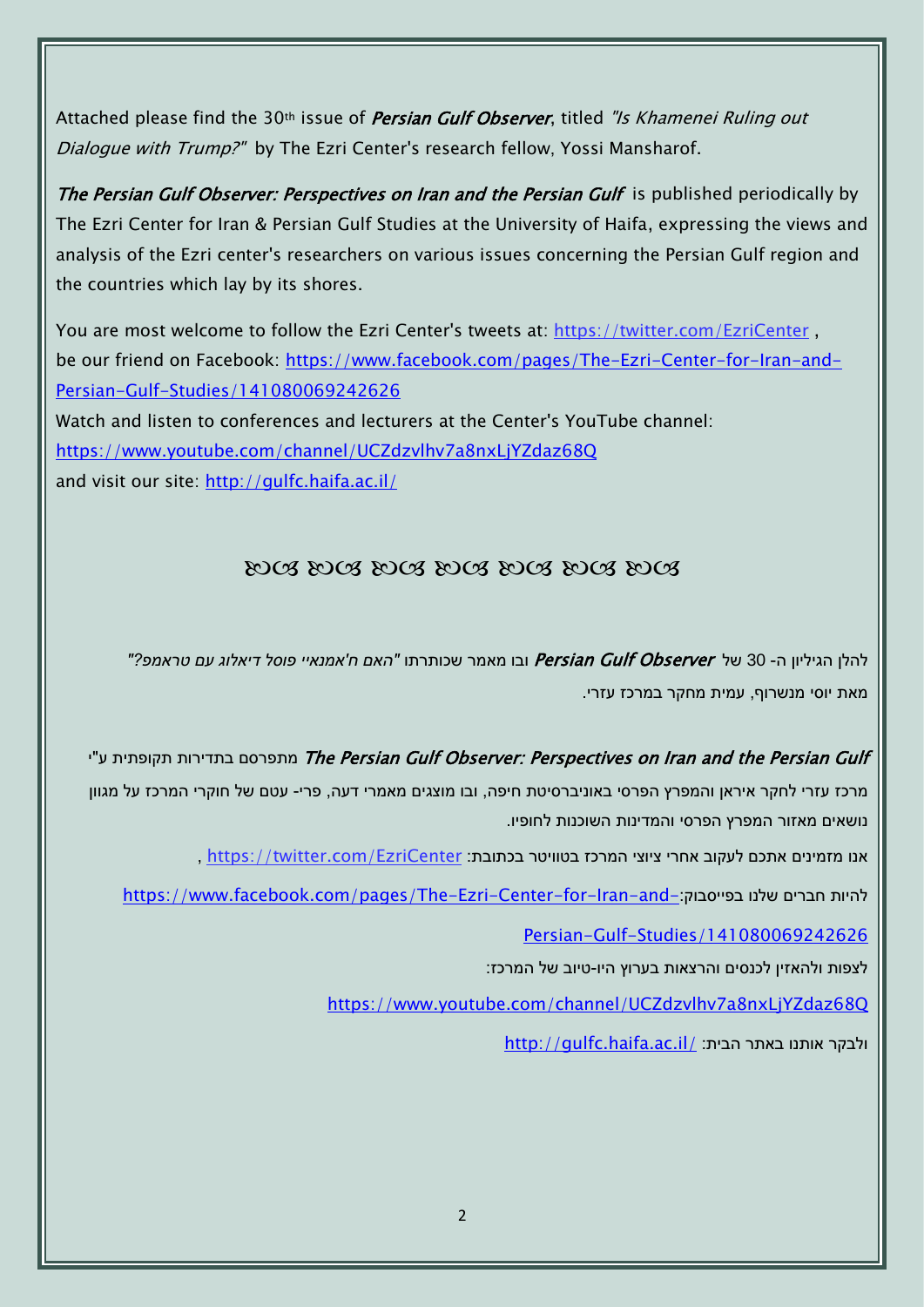Attached please find the 30th issue of ***Persian Gulf Observer***, titled *"Is Khamenei Ruling out Dialogue with Trump?"* by The Ezri Center's research fellow, Yossi Mansharof.

***The Persian Gulf Observer: Perspectives on Iran and the Persian Gulf*** is published periodically by The Ezri Center for Iran & Persian Gulf Studies at the University of Haifa, expressing the views and analysis of the Ezri center's researchers on various issues concerning the Persian Gulf region and the countries which lay by its shores.

You are most welcome to follow the Ezri Center's tweets at: https://twitter.com/EzriCenter ,
be our friend on Facebook: https://www.facebook.com/pages/The-Ezri-Center-for-Iran-and-Persian-Gulf-Studies/141080069242626
Watch and listen to conferences and lecturers at the Center's YouTube channel:
https://www.youtube.com/channel/UCZdzvlhv7a8nxLjYZdaz68Q
and visit our site: http://gulfc.haifa.ac.il/

ꕥ ꕥ ꕥ ꕥ ꕥ ꕥ ꕥ

להלן הגיליון ה- 30 של ***Persian Gulf Observer*** ובו מאמר שכותרתו *"האם ח'אמנאיי פוסל דיאלוג עם טראמפ?"* מאת יוסי מנשרוף, עמית מחקר במרכז עזרי.

***The Persian Gulf Observer: Perspectives on Iran and the Persian Gulf*** מתפרסם בתדירות תקופתית ע"י מרכז עזרי לחקר איראן והמפרץ הפרסי באוניברסיטת חיפה, ובו מוצגים מאמרי דעה, פרי- עטם של חוקרי המרכז על מגוון נושאים מאזור המפרץ הפרסי והמדינות השוכנות לחופיו.

אנו מזמינים אתכם לעקוב אחרי ציוצי המרכז בטוויטר בכתובת: https://twitter.com/EzriCenter ,

להיות חברים שלנו בפייסבוק: https://www.facebook.com/pages/The-Ezri-Center-for-Iran-and-Persian-Gulf-Studies/141080069242626

לצפות ולהאזין לכנסים והרצאות בערוץ היו-טיוב של המרכז:

https://www.youtube.com/channel/UCZdzvlhv7a8nxLjYZdaz68Q

ולבקר אותנו באתר הבית: http://gulfc.haifa.ac.il/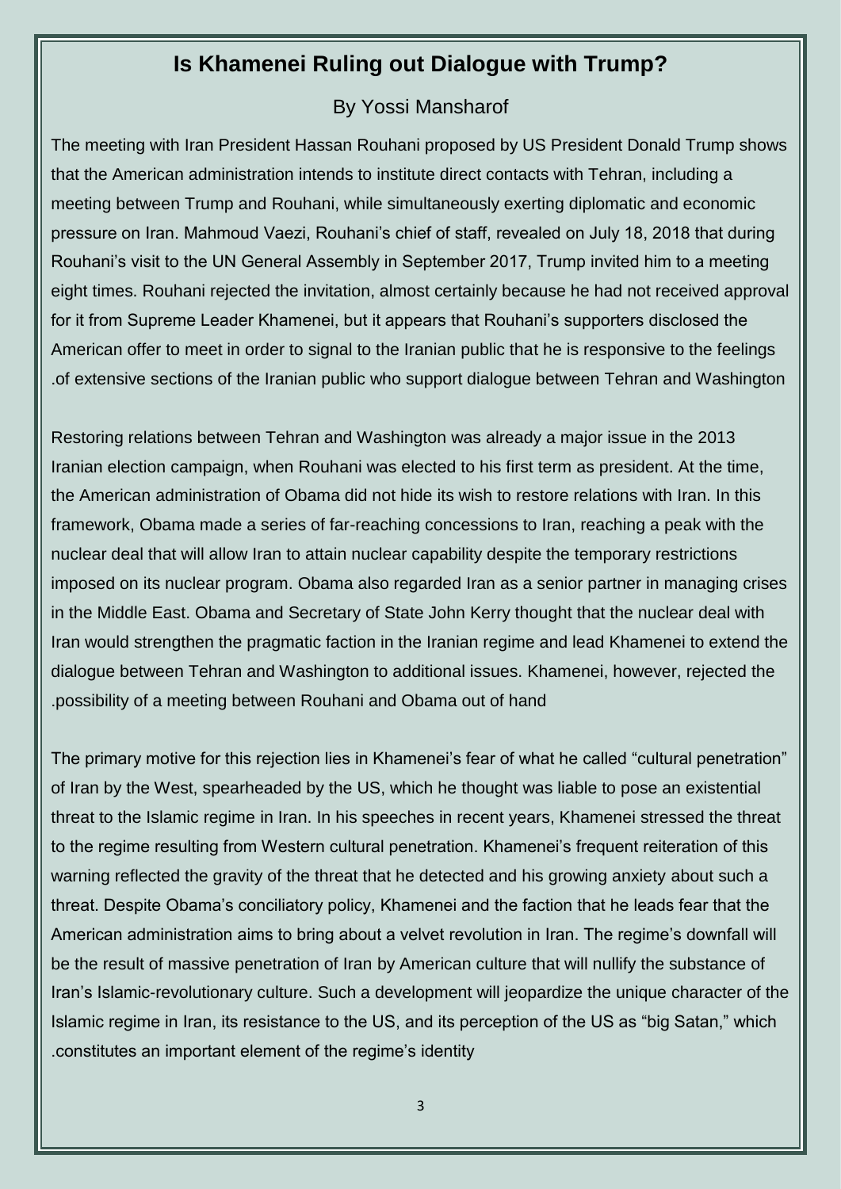# Is Khamenei Ruling out Dialogue with Trump?

By Yossi Mansharof

The meeting with Iran President Hassan Rouhani proposed by US President Donald Trump shows that the American administration intends to institute direct contacts with Tehran, including a meeting between Trump and Rouhani, while simultaneously exerting diplomatic and economic pressure on Iran. Mahmoud Vaezi, Rouhani's chief of staff, revealed on July 18, 2018 that during Rouhani's visit to the UN General Assembly in September 2017, Trump invited him to a meeting eight times. Rouhani rejected the invitation, almost certainly because he had not received approval for it from Supreme Leader Khamenei, but it appears that Rouhani's supporters disclosed the American offer to meet in order to signal to the Iranian public that he is responsive to the feelings of extensive sections of the Iranian public who support dialogue between Tehran and Washington.

Restoring relations between Tehran and Washington was already a major issue in the 2013 Iranian election campaign, when Rouhani was elected to his first term as president. At the time, the American administration of Obama did not hide its wish to restore relations with Iran. In this framework, Obama made a series of far-reaching concessions to Iran, reaching a peak with the nuclear deal that will allow Iran to attain nuclear capability despite the temporary restrictions imposed on its nuclear program. Obama also regarded Iran as a senior partner in managing crises in the Middle East. Obama and Secretary of State John Kerry thought that the nuclear deal with Iran would strengthen the pragmatic faction in the Iranian regime and lead Khamenei to extend the dialogue between Tehran and Washington to additional issues. Khamenei, however, rejected the possibility of a meeting between Rouhani and Obama out of hand.

The primary motive for this rejection lies in Khamenei's fear of what he called "cultural penetration" of Iran by the West, spearheaded by the US, which he thought was liable to pose an existential threat to the Islamic regime in Iran. In his speeches in recent years, Khamenei stressed the threat to the regime resulting from Western cultural penetration. Khamenei's frequent reiteration of this warning reflected the gravity of the threat that he detected and his growing anxiety about such a threat. Despite Obama's conciliatory policy, Khamenei and the faction that he leads fear that the American administration aims to bring about a velvet revolution in Iran. The regime's downfall will be the result of massive penetration of Iran by American culture that will nullify the substance of Iran's Islamic-revolutionary culture. Such a development will jeopardize the unique character of the Islamic regime in Iran, its resistance to the US, and its perception of the US as "big Satan," which constitutes an important element of the regime's identity.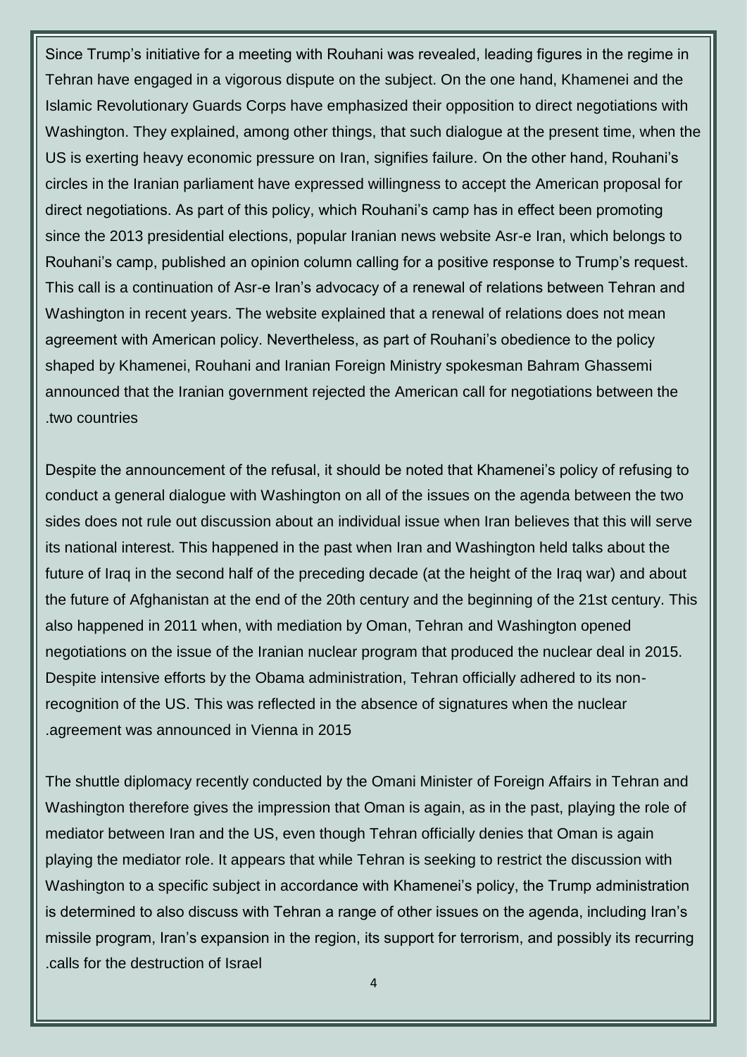Since Trump's initiative for a meeting with Rouhani was revealed, leading figures in the regime in Tehran have engaged in a vigorous dispute on the subject. On the one hand, Khamenei and the Islamic Revolutionary Guards Corps have emphasized their opposition to direct negotiations with Washington. They explained, among other things, that such dialogue at the present time, when the US is exerting heavy economic pressure on Iran, signifies failure. On the other hand, Rouhani's circles in the Iranian parliament have expressed willingness to accept the American proposal for direct negotiations. As part of this policy, which Rouhani's camp has in effect been promoting since the 2013 presidential elections, popular Iranian news website Asr-e Iran, which belongs to Rouhani's camp, published an opinion column calling for a positive response to Trump's request. This call is a continuation of Asr-e Iran's advocacy of a renewal of relations between Tehran and Washington in recent years. The website explained that a renewal of relations does not mean agreement with American policy. Nevertheless, as part of Rouhani's obedience to the policy shaped by Khamenei, Rouhani and Iranian Foreign Ministry spokesman Bahram Ghassemi announced that the Iranian government rejected the American call for negotiations between the two countries.

Despite the announcement of the refusal, it should be noted that Khamenei's policy of refusing to conduct a general dialogue with Washington on all of the issues on the agenda between the two sides does not rule out discussion about an individual issue when Iran believes that this will serve its national interest. This happened in the past when Iran and Washington held talks about the future of Iraq in the second half of the preceding decade (at the height of the Iraq war) and about the future of Afghanistan at the end of the 20th century and the beginning of the 21st century. This also happened in 2011 when, with mediation by Oman, Tehran and Washington opened negotiations on the issue of the Iranian nuclear program that produced the nuclear deal in 2015. Despite intensive efforts by the Obama administration, Tehran officially adhered to its non-recognition of the US. This was reflected in the absence of signatures when the nuclear agreement was announced in Vienna in 2015.

The shuttle diplomacy recently conducted by the Omani Minister of Foreign Affairs in Tehran and Washington therefore gives the impression that Oman is again, as in the past, playing the role of mediator between Iran and the US, even though Tehran officially denies that Oman is again playing the mediator role. It appears that while Tehran is seeking to restrict the discussion with Washington to a specific subject in accordance with Khamenei's policy, the Trump administration is determined to also discuss with Tehran a range of other issues on the agenda, including Iran's missile program, Iran's expansion in the region, its support for terrorism, and possibly its recurring calls for the destruction of Israel.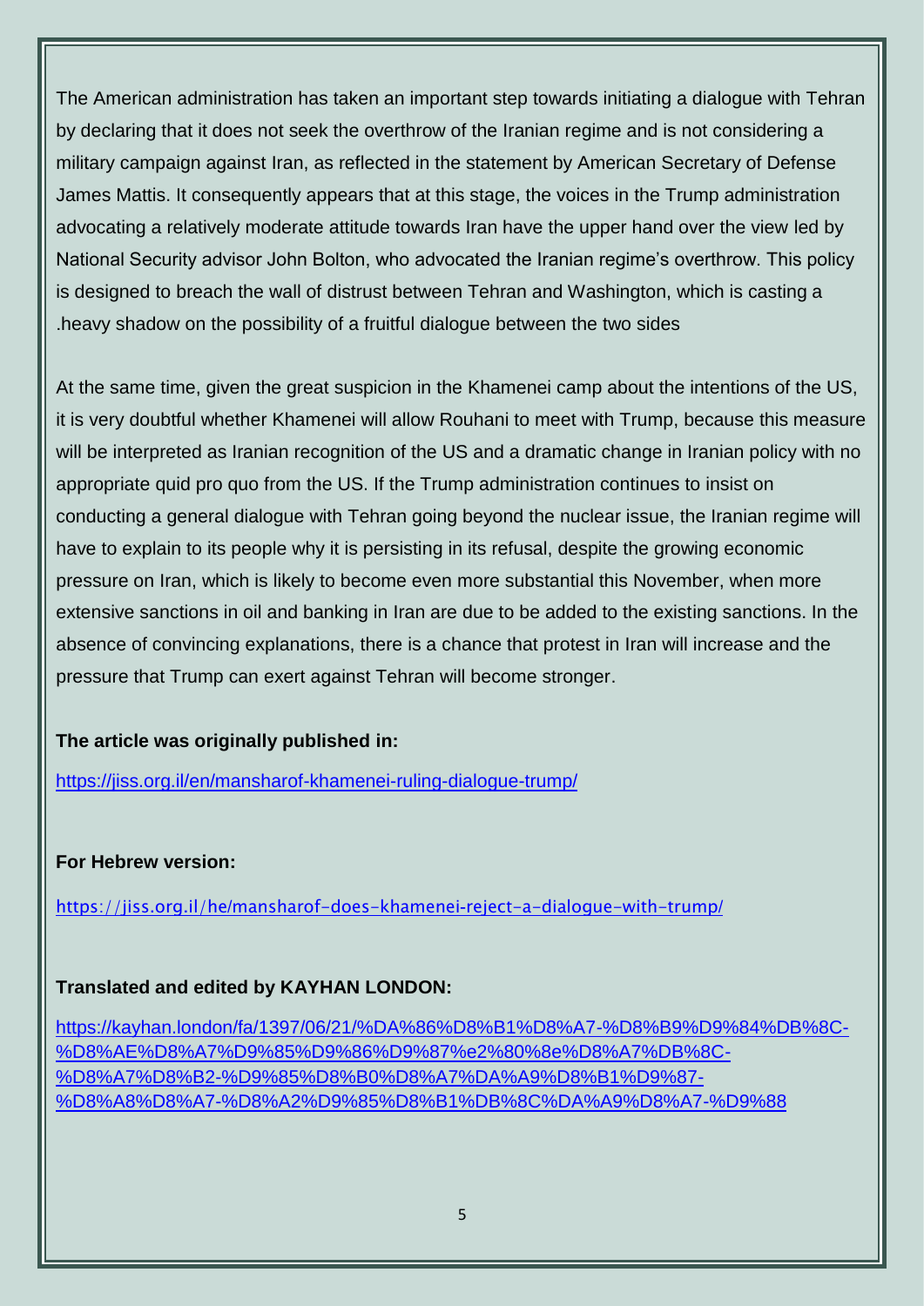The American administration has taken an important step towards initiating a dialogue with Tehran by declaring that it does not seek the overthrow of the Iranian regime and is not considering a military campaign against Iran, as reflected in the statement by American Secretary of Defense James Mattis. It consequently appears that at this stage, the voices in the Trump administration advocating a relatively moderate attitude towards Iran have the upper hand over the view led by National Security advisor John Bolton, who advocated the Iranian regime's overthrow. This policy is designed to breach the wall of distrust between Tehran and Washington, which is casting a heavy shadow on the possibility of a fruitful dialogue between the two sides.

At the same time, given the great suspicion in the Khamenei camp about the intentions of the US, it is very doubtful whether Khamenei will allow Rouhani to meet with Trump, because this measure will be interpreted as Iranian recognition of the US and a dramatic change in Iranian policy with no appropriate quid pro quo from the US. If the Trump administration continues to insist on conducting a general dialogue with Tehran going beyond the nuclear issue, the Iranian regime will have to explain to its people why it is persisting in its refusal, despite the growing economic pressure on Iran, which is likely to become even more substantial this November, when more extensive sanctions in oil and banking in Iran are due to be added to the existing sanctions. In the absence of convincing explanations, there is a chance that protest in Iran will increase and the pressure that Trump can exert against Tehran will become stronger.

**The article was originally published in:**

https://jiss.org.il/en/mansharof-khamenei-ruling-dialogue-trump/

**For Hebrew version:**

https://jiss.org.il/he/mansharof-does-khamenei-reject-a-dialogue-with-trump/

**Translated and edited by KAYHAN LONDON:**

https://kayhan.london/fa/1397/06/21/%DA%86%D8%B1%D8%A7-%D8%B9%D9%84%DB%8C-%D8%AE%D8%A7%D9%85%D9%86%D9%87%e2%80%8e%D8%A7%DB%8C-%D8%A7%D8%B2-%D9%85%D8%B0%D8%A7%DA%A9%D8%B1%D9%87-%D8%A8%D8%A7-%D8%A2%D9%85%D8%B1%DB%8C%DA%A9%D8%A7-%D9%88